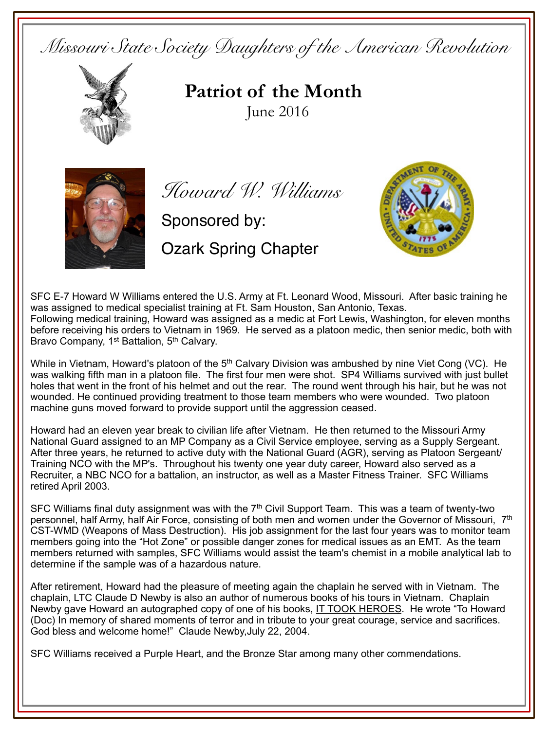*Missouri State Society Daughters of the American Revolution*

# Patriot of the Month

June 2016

## *Howard W. Williams*

Sponsored by:

Ozark Spring Chapter

SFC E-7 Howard W Williams entered the U.S. Army at Ft. Leonard Wood, Missouri. After basic training he was assigned to medical specialist training at Ft. Sam Houston, San Antonio, Texas. Following medical training, Howard was assigned as a medic at Fort Lewis, Washington, for eleven months before receiving his orders to Vietnam in 1969. He served as a platoon medic, then senior medic, both with Bravo Company, 1st Battalion, 5th Calvary.

While in Vietnam, Howard's platoon of the 5th Calvary Division was ambushed by nine Viet Cong (VC). He was walking fifth man in a platoon file. The first four men were shot. SP4 Williams survived with just bullet holes that went in the front of his helmet and out the rear. The round went through his hair, but he was not wounded. He continued providing treatment to those team members who were wounded. Two platoon machine guns moved forward to provide support until the aggression ceased.

Howard had an eleven year break to civilian life after Vietnam. He then returned to the Missouri Army National Guard assigned to an MP Company as a Civil Service employee, serving as a Supply Sergeant. After three years, he returned to active duty with the National Guard (AGR), serving as Platoon Sergeant/ Training NCO with the MP's. Throughout his twenty one year duty career, Howard also served as a Recruiter, a NBC NCO for a battalion, an instructor, as well as a Master Fitness Trainer. SFC Williams retired April 2003.

SFC Williams final duty assignment was with the 7th Civil Support Team. This was a team of twenty-two personnel, half Army, half Air Force, consisting of both men and women under the Governor of Missouri, 7th CST-WMD (Weapons of Mass Destruction). His job assignment for the last four years was to monitor team members going into the "Hot Zone" or possible danger zones for medical issues as an EMT. As the team members returned with samples, SFC Williams would assist the team's chemist in a mobile analytical lab to determine if the sample was of a hazardous nature.

After retirement, Howard had the pleasure of meeting again the chaplain he served with in Vietnam. The chaplain, LTC Claude D Newby is also an author of numerous books of his tours in Vietnam. Chaplain Newby gave Howard an autographed copy of one of his books, IT TOOK HEROES. He wrote "To Howard (Doc) In memory of shared moments of terror and in tribute to your great courage, service and sacrifices. God bless and welcome home!" Claude Newby,July 22, 2004.

SFC Williams received a Purple Heart, and the Bronze Star among many other commendations.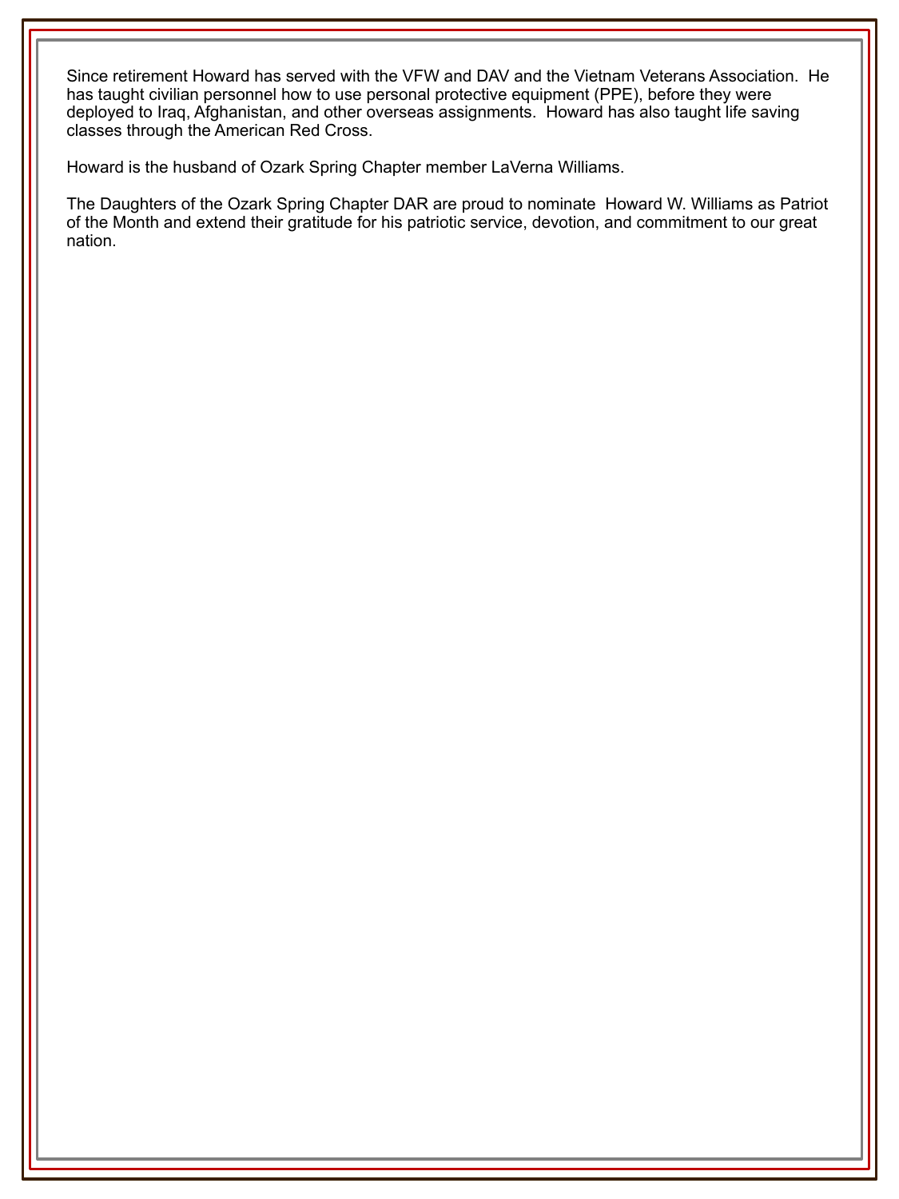Since retirement Howard has served with the VFW and DAV and the Vietnam Veterans Association. He has taught civilian personnel how to use personal protective equipment (PPE), before they were deployed to Iraq, Afghanistan, and other overseas assignments. Howard has also taught life saving classes through the American Red Cross.

Howard is the husband of Ozark Spring Chapter member LaVerna Williams.

The Daughters of the Ozark Spring Chapter DAR are proud to nominate Howard W. Williams as Patriot of the Month and extend their gratitude for his patriotic service, devotion, and commitment to our great nation.